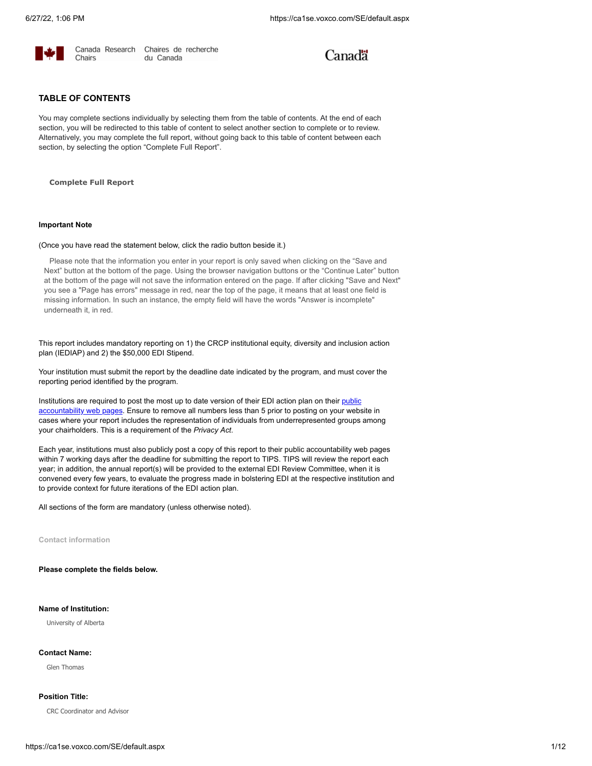## TABLE OF CONTENTS

You may complete sections individually by selecting them from the table of contents. At the end of each section, you will be redirected to this table of content to select another section to complete or to review. Alternatively, you may complete the full report, without going back to this table of content between each section, by selecting the option "Complete Full Report".

**Complete Full Report**

**Important Note**

(Once you have read the statement below, click the radio button beside it.)

Please note that the information you enter in your report is only saved when clicking on the "Save and Next" button at the bottom of the page. Using the browser navigation buttons or the "Continue Later" button at the bottom of the page will not save the information entered on the page. If after clicking "Save and Next" you see a "Page has errors" message in red, near the top of the page, it means that at least one field is missing information. In such an instance, the empty field will have the words "Answer is incomplete" underneath it, in red.

This report includes mandatory reporting on 1) the CRCP institutional equity, diversity and inclusion action plan (IEDIAP) and 2) the $50,000 EDI Stipend.

Your institution must submit the report by the deadline date indicated by the program, and must cover the reporting period identified by the program.

Institutions are required to post the most up to date version of their EDI action plan on their public accountability web pages. Ensure to remove all numbers less than 5 prior to posting on your website in cases where your report includes the representation of individuals from underrepresented groups among your chairholders. This is a requirement of the *Privacy Act*.

Each year, institutions must also publicly post a copy of this report to their public accountability web pages within 7 working days after the deadline for submitting the report to TIPS. TIPS will review the report each year; in addition, the annual report(s) will be provided to the external EDI Review Committee, when it is convened every few years, to evaluate the progress made in bolstering EDI at the respective institution and to provide context for future iterations of the EDI action plan.

All sections of the form are mandatory (unless otherwise noted).

**Contact information**

**Please complete the fields below.**

**Name of Institution:**

University of Alberta

**Contact Name:**

Glen Thomas

**Position Title:**

CRC Coordinator and Advisor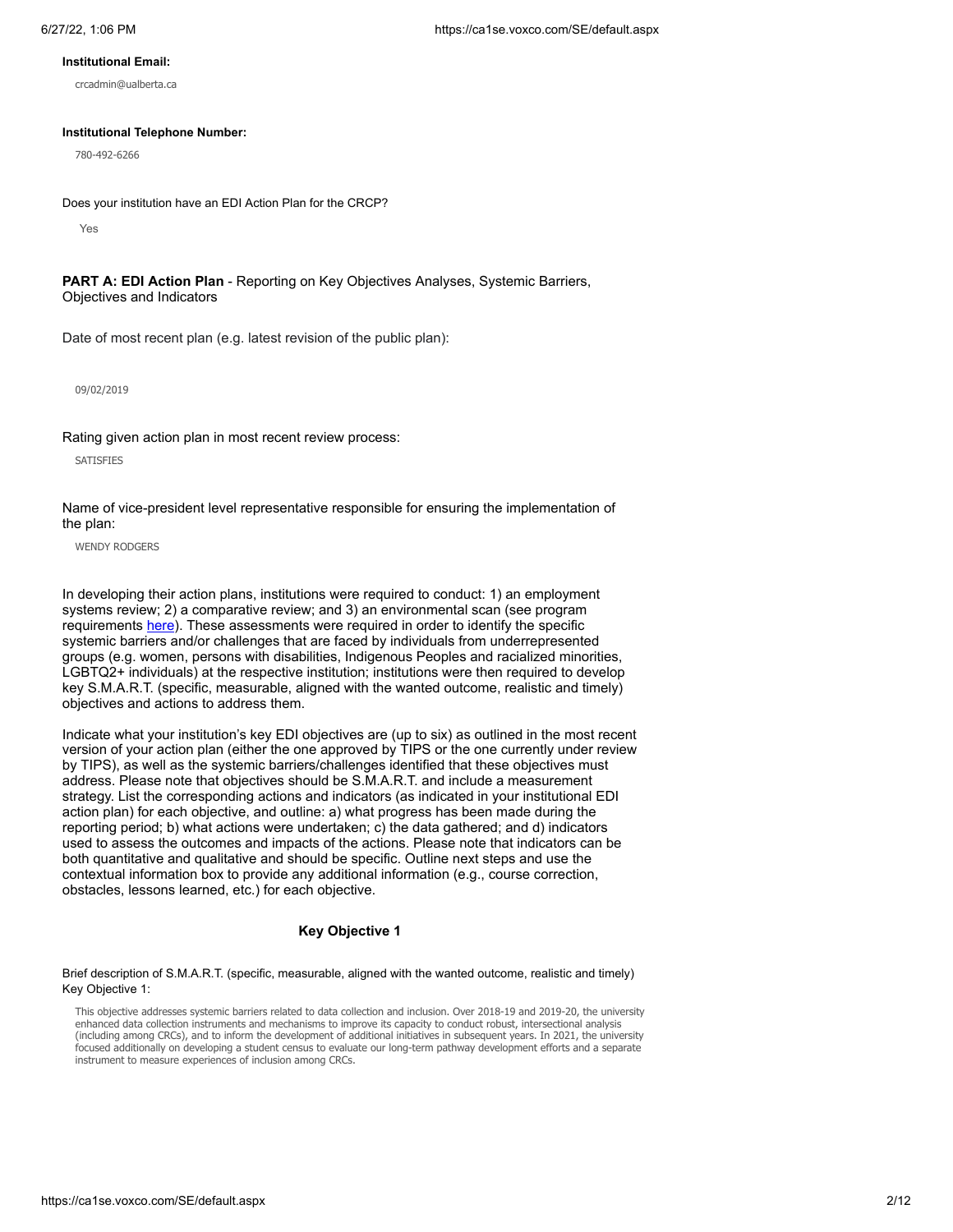**Institutional Email:**

crcadmin@ualberta.ca

**Institutional Telephone Number:**

780-492-6266

Does your institution have an EDI Action Plan for the CRCP?

Yes

**PART A: EDI Action Plan** - Reporting on Key Objectives Analyses, Systemic Barriers, Objectives and Indicators

Date of most recent plan (e.g. latest revision of the public plan):

09/02/2019

Rating given action plan in most recent review process:

SATISFIES

Name of vice-president level representative responsible for ensuring the implementation of the plan:

WENDY RODGERS

In developing their action plans, institutions were required to conduct: 1) an employment systems review; 2) a comparative review; and 3) an environmental scan (see program requirements [here](here)). These assessments were required in order to identify the specific systemic barriers and/or challenges that are faced by individuals from underrepresented groups (e.g. women, persons with disabilities, Indigenous Peoples and racialized minorities, LGBTQ2+ individuals) at the respective institution; institutions were then required to develop key S.M.A.R.T. (specific, measurable, aligned with the wanted outcome, realistic and timely) objectives and actions to address them.

Indicate what your institution's key EDI objectives are (up to six) as outlined in the most recent version of your action plan (either the one approved by TIPS or the one currently under review by TIPS), as well as the systemic barriers/challenges identified that these objectives must address. Please note that objectives should be S.M.A.R.T. and include a measurement strategy. List the corresponding actions and indicators (as indicated in your institutional EDI action plan) for each objective, and outline: a) what progress has been made during the reporting period; b) what actions were undertaken; c) the data gathered; and d) indicators used to assess the outcomes and impacts of the actions. Please note that indicators can be both quantitative and qualitative and should be specific. Outline next steps and use the contextual information box to provide any additional information (e.g., course correction, obstacles, lessons learned, etc.) for each objective.

### Key Objective 1

Brief description of S.M.A.R.T. (specific, measurable, aligned with the wanted outcome, realistic and timely) Key Objective 1:

This objective addresses systemic barriers related to data collection and inclusion. Over 2018-19 and 2019-20, the university enhanced data collection instruments and mechanisms to improve its capacity to conduct robust, intersectional analysis (including among CRCs), and to inform the development of additional initiatives in subsequent years. In 2021, the university focused additionally on developing a student census to evaluate our long-term pathway development efforts and a separate instrument to measure experiences of inclusion among CRCs.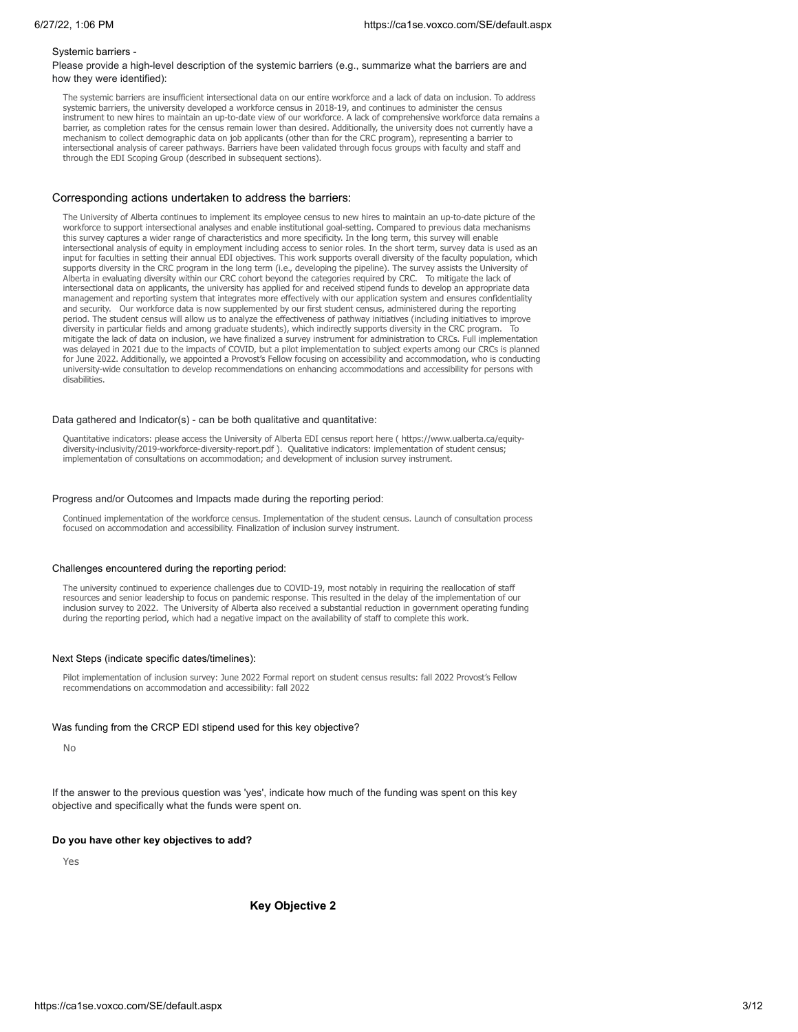Systemic barriers -

Please provide a high-level description of the systemic barriers (e.g., summarize what the barriers are and how they were identified):

The systemic barriers are insufficient intersectional data on our entire workforce and a lack of data on inclusion. To address systemic barriers, the university developed a workforce census in 2018-19, and continues to administer the census instrument to new hires to maintain an up-to-date view of our workforce. A lack of comprehensive workforce data remains a barrier, as completion rates for the census remain lower than desired. Additionally, the university does not currently have a mechanism to collect demographic data on job applicants (other than for the CRC program), representing a barrier to intersectional analysis of career pathways. Barriers have been validated through focus groups with faculty and staff and through the EDI Scoping Group (described in subsequent sections).

Corresponding actions undertaken to address the barriers:

The University of Alberta continues to implement its employee census to new hires to maintain an up-to-date picture of the workforce to support intersectional analyses and enable institutional goal-setting. Compared to previous data mechanisms this survey captures a wider range of characteristics and more specificity. In the long term, this survey will enable intersectional analysis of equity in employment including access to senior roles. In the short term, survey data is used as an input for faculties in setting their annual EDI objectives. This work supports overall diversity of the faculty population, which supports diversity in the CRC program in the long term (i.e., developing the pipeline). The survey assists the University of Alberta in evaluating diversity within our CRC cohort beyond the categories required by CRC. To mitigate the lack of intersectional data on applicants, the university has applied for and received stipend funds to develop an appropriate data management and reporting system that integrates more effectively with our application system and ensures confidentiality and security. Our workforce data is now supplemented by our first student census, administered during the reporting period. The student census will allow us to analyze the effectiveness of pathway initiatives (including initiatives to improve diversity in particular fields and among graduate students), which indirectly supports diversity in the CRC program. To mitigate the lack of data on inclusion, we have finalized a survey instrument for administration to CRCs. Full implementation was delayed in 2021 due to the impacts of COVID, but a pilot implementation to subject experts among our CRCs is planned for June 2022. Additionally, we appointed a Provost's Fellow focusing on accessibility and accommodation, who is conducting university-wide consultation to develop recommendations on enhancing accommodations and accessibility for persons with disabilities.

Data gathered and Indicator(s) - can be both qualitative and quantitative:

Quantitative indicators: please access the University of Alberta EDI census report here ( https://www.ualberta.ca/equity-diversity-inclusivity/2019-workforce-diversity-report.pdf ). Qualitative indicators: implementation of student census; implementation of consultations on accommodation; and development of inclusion survey instrument.

Progress and/or Outcomes and Impacts made during the reporting period:

Continued implementation of the workforce census. Implementation of the student census. Launch of consultation process focused on accommodation and accessibility. Finalization of inclusion survey instrument.

Challenges encountered during the reporting period:

The university continued to experience challenges due to COVID-19, most notably in requiring the reallocation of staff resources and senior leadership to focus on pandemic response. This resulted in the delay of the implementation of our inclusion survey to 2022. The University of Alberta also received a substantial reduction in government operating funding during the reporting period, which had a negative impact on the availability of staff to complete this work.

Next Steps (indicate specific dates/timelines):

Pilot implementation of inclusion survey: June 2022 Formal report on student census results: fall 2022 Provost's Fellow recommendations on accommodation and accessibility: fall 2022

Was funding from the CRCP EDI stipend used for this key objective?

No

If the answer to the previous question was 'yes', indicate how much of the funding was spent on this key objective and specifically what the funds were spent on.

**Do you have other key objectives to add?**

Yes

## Key Objective 2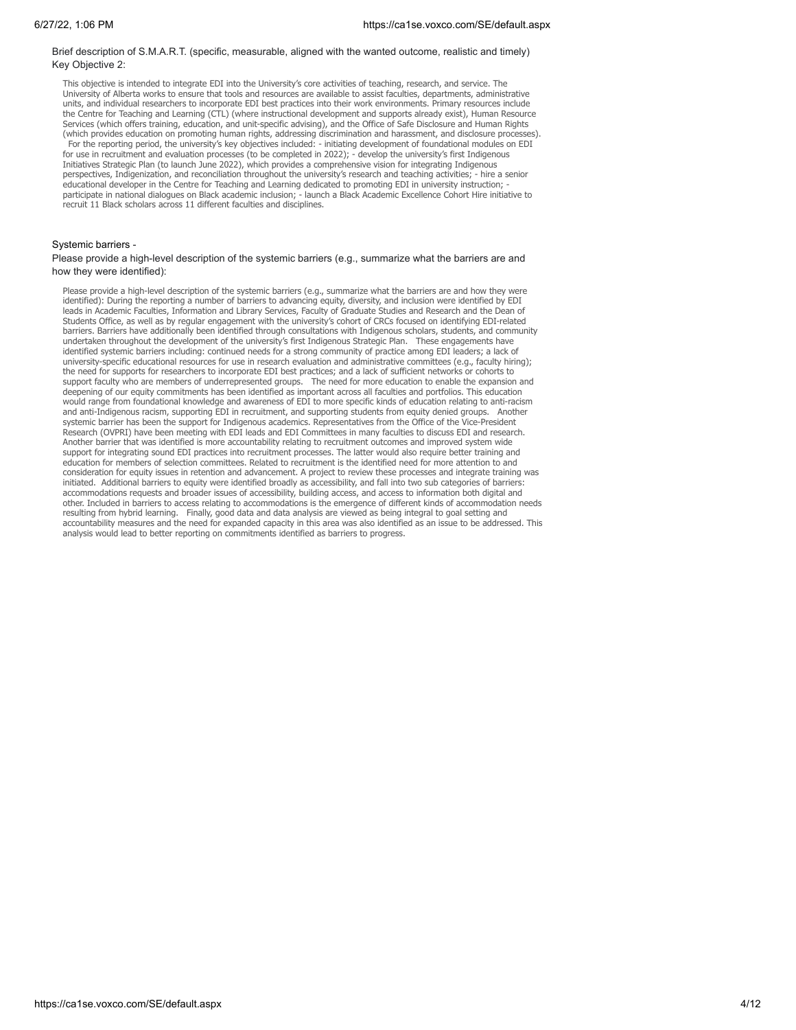Brief description of S.M.A.R.T. (specific, measurable, aligned with the wanted outcome, realistic and timely) Key Objective 2:

This objective is intended to integrate EDI into the University's core activities of teaching, research, and service. The University of Alberta works to ensure that tools and resources are available to assist faculties, departments, administrative units, and individual researchers to incorporate EDI best practices into their work environments. Primary resources include the Centre for Teaching and Learning (CTL) (where instructional development and supports already exist), Human Resource Services (which offers training, education, and unit-specific advising), and the Office of Safe Disclosure and Human Rights (which provides education on promoting human rights, addressing discrimination and harassment, and disclosure processes). For the reporting period, the university's key objectives included: - initiating development of foundational modules on EDI for use in recruitment and evaluation processes (to be completed in 2022); - develop the university's first Indigenous Initiatives Strategic Plan (to launch June 2022), which provides a comprehensive vision for integrating Indigenous perspectives, Indigenization, and reconciliation throughout the university's research and teaching activities; - hire a senior educational developer in the Centre for Teaching and Learning dedicated to promoting EDI in university instruction; - participate in national dialogues on Black academic inclusion; - launch a Black Academic Excellence Cohort Hire initiative to recruit 11 Black scholars across 11 different faculties and disciplines.

Systemic barriers -
Please provide a high-level description of the systemic barriers (e.g., summarize what the barriers are and how they were identified):

Please provide a high-level description of the systemic barriers (e.g., summarize what the barriers are and how they were identified): During the reporting a number of barriers to advancing equity, diversity, and inclusion were identified by EDI leads in Academic Faculties, Information and Library Services, Faculty of Graduate Studies and Research and the Dean of Students Office, as well as by regular engagement with the university's cohort of CRCs focused on identifying EDI-related barriers. Barriers have additionally been identified through consultations with Indigenous scholars, students, and community undertaken throughout the development of the university's first Indigenous Strategic Plan. These engagements have identified systemic barriers including: continued needs for a strong community of practice among EDI leaders; a lack of university-specific educational resources for use in research evaluation and administrative committees (e.g., faculty hiring); the need for supports for researchers to incorporate EDI best practices; and a lack of sufficient networks or cohorts to support faculty who are members of underrepresented groups. The need for more education to enable the expansion and deepening of our equity commitments has been identified as important across all faculties and portfolios. This education would range from foundational knowledge and awareness of EDI to more specific kinds of education relating to anti-racism and anti-Indigenous racism, supporting EDI in recruitment, and supporting students from equity denied groups. Another systemic barrier has been the support for Indigenous academics. Representatives from the Office of the Vice-President Research (OVPRI) have been meeting with EDI leads and EDI Committees in many faculties to discuss EDI and research. Another barrier that was identified is more accountability relating to recruitment outcomes and improved system wide support for integrating sound EDI practices into recruitment processes. The latter would also require better training and education for members of selection committees. Related to recruitment is the identified need for more attention to and consideration for equity issues in retention and advancement. A project to review these processes and integrate training was initiated. Additional barriers to equity were identified broadly as accessibility, and fall into two sub categories of barriers: accommodations requests and broader issues of accessibility, building access, and access to information both digital and other. Included in barriers to access relating to accommodations is the emergence of different kinds of accommodation needs resulting from hybrid learning. Finally, good data and data analysis are viewed as being integral to goal setting and accountability measures and the need for expanded capacity in this area was also identified as an issue to be addressed. This analysis would lead to better reporting on commitments identified as barriers to progress.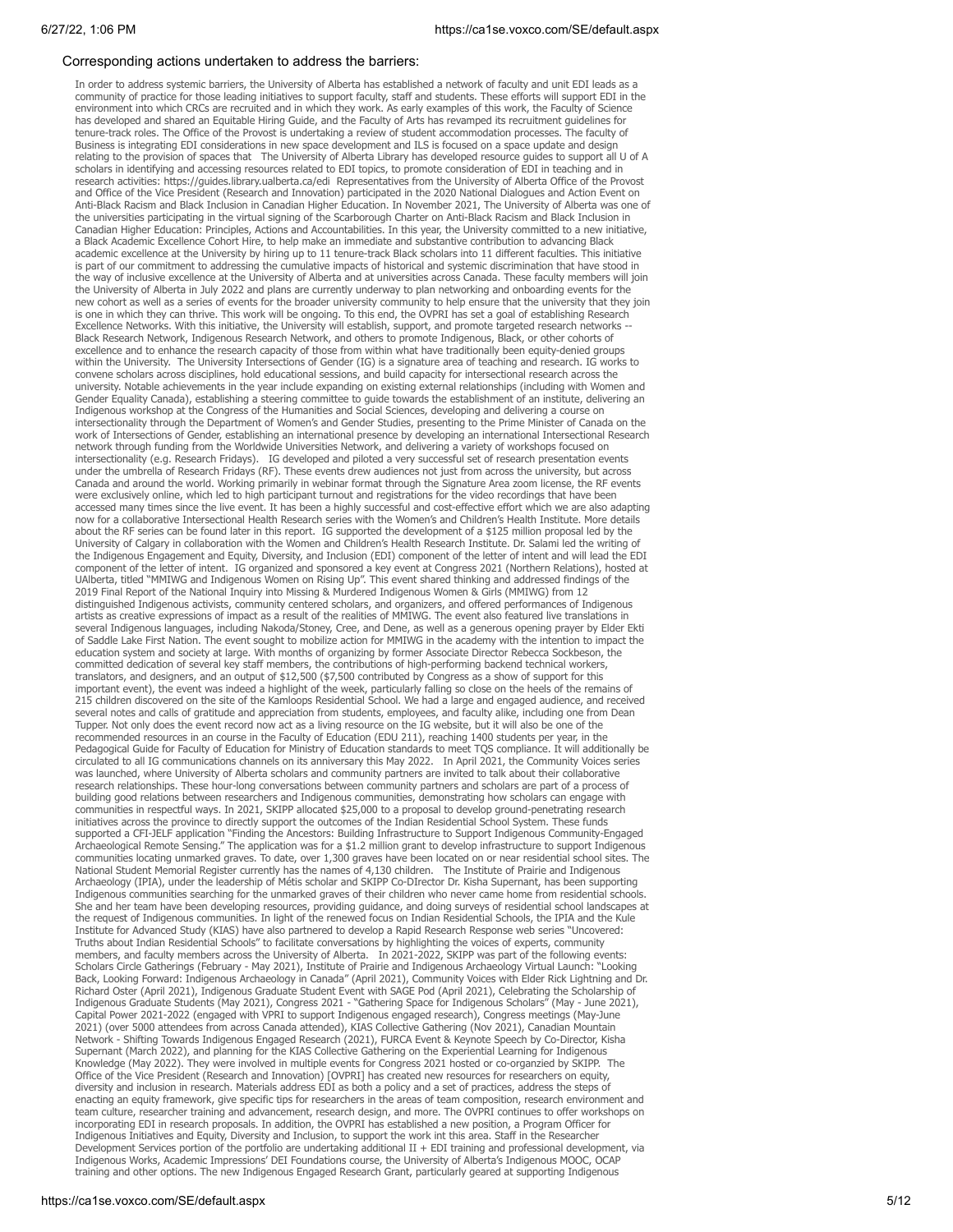Corresponding actions undertaken to address the barriers:

In order to address systemic barriers, the University of Alberta has established a network of faculty and unit EDI leads as a community of practice for those leading initiatives to support faculty, staff and students. These efforts will support EDI in the environment into which CRCs are recruited and in which they work. As early examples of this work, the Faculty of Science has developed and shared an Equitable Hiring Guide, and the Faculty of Arts has revamped its recruitment guidelines for tenure-track roles. The Office of the Provost is undertaking a review of student accommodation processes. The faculty of Business is integrating EDI considerations in new space development and ILS is focused on a space update and design relating to the provision of spaces that The University of Alberta Library has developed resource guides to support all U of A scholars in identifying and accessing resources related to EDI topics, to promote consideration of EDI in teaching and in research activities: https://guides.library.ualberta.ca/edi Representatives from the University of Alberta Office of the Provost and Office of the Vice President (Research and Innovation) participated in the 2020 National Dialogues and Action Event on Anti-Black Racism and Black Inclusion in Canadian Higher Education. In November 2021, The University of Alberta was one of the universities participating in the virtual signing of the Scarborough Charter on Anti-Black Racism and Black Inclusion in Canadian Higher Education: Principles, Actions and Accountabilities. In this year, the University committed to a new initiative, a Black Academic Excellence Cohort Hire, to help make an immediate and substantive contribution to advancing Black academic excellence at the University by hiring up to 11 tenure-track Black scholars into 11 different faculties. This initiative is part of our commitment to addressing the cumulative impacts of historical and systemic discrimination that have stood in the way of inclusive excellence at the University of Alberta and at universities across Canada. These faculty members will join the University of Alberta in July 2022 and plans are currently underway to plan networking and onboarding events for the new cohort as well as a series of events for the broader university community to help ensure that the university that they join is one in which they can thrive. This work will be ongoing. To this end, the OVPRI has set a goal of establishing Research Excellence Networks. With this initiative, the University will establish, support, and promote targeted research networks -- Black Research Network, Indigenous Research Network, and others to promote Indigenous, Black, or other cohorts of excellence and to enhance the research capacity of those from within what have traditionally been equity-denied groups within the University. The University Intersections of Gender (IG) is a signature area of teaching and research. IG works to convene scholars across disciplines, hold educational sessions, and build capacity for intersectional research across the university. Notable achievements in the year include expanding on existing external relationships (including with Women and Gender Equality Canada), establishing a steering committee to guide towards the establishment of an institute, delivering an Indigenous workshop at the Congress of the Humanities and Social Sciences, developing and delivering a course on intersectionality through the Department of Women's and Gender Studies, presenting to the Prime Minister of Canada on the work of Intersections of Gender, establishing an international presence by developing an international Intersectional Research network through funding from the Worldwide Universities Network, and delivering a variety of workshops focused on intersectionality (e.g. Research Fridays). IG developed and piloted a very successful set of research presentation events under the umbrella of Research Fridays (RF). These events drew audiences not just from across the university, but across Canada and around the world. Working primarily in webinar format through the Signature Area zoom license, the RF events were exclusively online, which led to high participant turnout and registrations for the video recordings that have been accessed many times since the live event. It has been a highly successful and cost-effective effort which we are also adapting now for a collaborative Intersectional Health Research series with the Women's and Children's Health Institute. More details about the RF series can be found later in this report. IG supported the development of a $125 million proposal led by the University of Calgary in collaboration with the Women and Children's Health Research Institute. Dr. Salami led the writing of the Indigenous Engagement and Equity, Diversity, and Inclusion (EDI) component of the letter of intent and will lead the EDI component of the letter of intent. IG organized and sponsored a key event at Congress 2021 (Northern Relations), hosted at UAlberta, titled "MMIWG and Indigenous Women on Rising Up". This event shared thinking and addressed findings of the 2019 Final Report of the National Inquiry into Missing & Murdered Indigenous Women & Girls (MMIWG) from 12 distinguished Indigenous activists, community centered scholars, and organizers, and offered performances of Indigenous artists as creative expressions of impact as a result of the realities of MMIWG. The event also featured live translations in several Indigenous languages, including Nakoda/Stoney, Cree, and Dene, as well as a generous opening prayer by Elder Ekti of Saddle Lake First Nation. The event sought to mobilize action for MMIWG in the academy with the intention to impact the education system and society at large. With months of organizing by former Associate Director Rebecca Sockbeson, the committed dedication of several key staff members, the contributions of high-performing backend technical workers, translators, and designers, and an output of $12,500 ($7,500 contributed by Congress as a show of support for this important event), the event was indeed a highlight of the week, particularly falling so close on the heels of the remains of 215 children discovered on the site of the Kamloops Residential School. We had a large and engaged audience, and received several notes and calls of gratitude and appreciation from students, employees, and faculty alike, including one from Dean Tupper. Not only does the event record now act as a living resource on the IG website, but it will also be one of the recommended resources in an course in the Faculty of Education (EDU 211), reaching 1400 students per year, in the Pedagogical Guide for Faculty of Education for Ministry of Education standards to meet TQS compliance. It will additionally be circulated to all IG communications channels on its anniversary this May 2022. In April 2021, the Community Voices series was launched, where University of Alberta scholars and community partners are invited to talk about their collaborative research relationships. These hour-long conversations between community partners and scholars are part of a process of building good relations between researchers and Indigenous communities, demonstrating how scholars can engage with communities in respectful ways. In 2021, SKIPP allocated $25,000 to a proposal to develop ground-penetrating research initiatives across the province to directly support the outcomes of the Indian Residential School System. These funds supported a CFI-JELF application "Finding the Ancestors: Building Infrastructure to Support Indigenous Community-Engaged Archaeological Remote Sensing." The application was for a $1.2 million grant to develop infrastructure to support Indigenous communities locating unmarked graves. To date, over 1,300 graves have been located on or near residential school sites. The National Student Memorial Register currently has the names of 4,130 children. The Institute of Prairie and Indigenous Archaeology (IPIA), under the leadership of Métis scholar and SKIPP Co-DIrector Dr. Kisha Supernant, has been supporting Indigenous communities searching for the unmarked graves of their children who never came home from residential schools. She and her team have been developing resources, providing guidance, and doing surveys of residential school landscapes at the request of Indigenous communities. In light of the renewed focus on Indian Residential Schools, the IPIA and the Kule Institute for Advanced Study (KIAS) have also partnered to develop a Rapid Research Response web series "Uncovered: Truths about Indian Residential Schools" to facilitate conversations by highlighting the voices of experts, community members, and faculty members across the University of Alberta. In 2021-2022, SKIPP was part of the following events: Scholars Circle Gatherings (February - May 2021), Institute of Prairie and Indigenous Archaeology Virtual Launch: "Looking Back, Looking Forward: Indigenous Archaeology in Canada" (April 2021), Community Voices with Elder Rick Lightning and Dr. Richard Oster (April 2021), Indigenous Graduate Student Event with SAGE Pod (April 2021), Celebrating the Scholarship of Indigenous Graduate Students (May 2021), Congress 2021 - "Gathering Space for Indigenous Scholars" (May - June 2021), Capital Power 2021-2022 (engaged with VPRI to support Indigenous engaged research), Congress meetings (May-June 2021) (over 5000 attendees from across Canada attended), KIAS Collective Gathering (Nov 2021), Canadian Mountain Network - Shifting Towards Indigenous Engaged Research (2021), FURCA Event & Keynote Speech by Co-Director, Kisha Supernant (March 2022), and planning for the KIAS Collective Gathering on the Experiential Learning for Indigenous Knowledge (May 2022). They were involved in multiple events for Congress 2021 hosted or co-organzied by SKIPP. The Office of the Vice President (Research and Innovation) [OVPRI] has created new resources for researchers on equity, diversity and inclusion in research. Materials address EDI as both a policy and a set of practices, address the steps of enacting an equity framework, give specific tips for researchers in the areas of team composition, research environment and team culture, researcher training and advancement, research design, and more. The OVPRI continues to offer workshops on incorporating EDI in research proposals. In addition, the OVPRI has established a new position, a Program Officer for Indigenous Initiatives and Equity, Diversity and Inclusion, to support the work int this area. Staff in the Researcher Development Services portion of the portfolio are undertaking additional II + EDI training and professional development, via Indigenous Works, Academic Impressions' DEI Foundations course, the University of Alberta's Indigenous MOOC, OCAP training and other options. The new Indigenous Engaged Research Grant, particularly geared at supporting Indigenous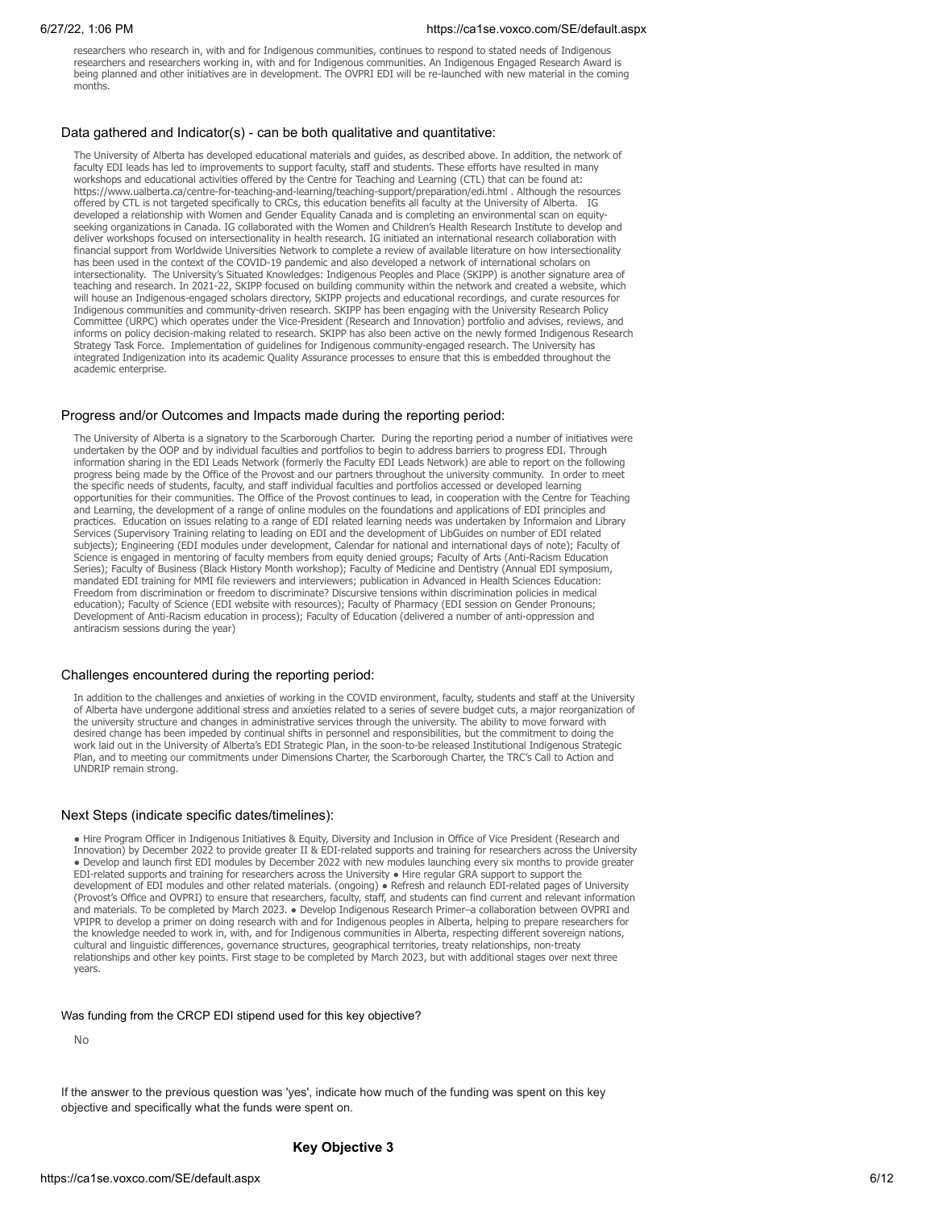researchers who research in, with and for Indigenous communities, continues to respond to stated needs of Indigenous researchers and researchers working in, with and for Indigenous communities. An Indigenous Engaged Research Award is being planned and other initiatives are in development. The OVPRI EDI will be re-launched with new material in the coming months.

### Data gathered and Indicator(s) - can be both qualitative and quantitative:

The University of Alberta has developed educational materials and guides, as described above. In addition, the network of faculty EDI leads has led to improvements to support faculty, staff and students. These efforts have resulted in many workshops and educational activities offered by the Centre for Teaching and Learning (CTL) that can be found at: https://www.ualberta.ca/centre-for-teaching-and-learning/teaching-support/preparation/edi.html . Although the resources offered by CTL is not targeted specifically to CRCs, this education benefits all faculty at the University of Alberta. IG developed a relationship with Women and Gender Equality Canada and is completing an environmental scan on equity-seeking organizations in Canada. IG collaborated with the Women and Children's Health Research Institute to develop and deliver workshops focused on intersectionality in health research. IG initiated an international research collaboration with financial support from Worldwide Universities Network to complete a review of available literature on how intersectionality has been used in the context of the COVID-19 pandemic and also developed a network of international scholars on intersectionality. The University's Situated Knowledges: Indigenous Peoples and Place (SKIPP) is another signature area of teaching and research. In 2021-22, SKIPP focused on building community within the network and created a website, which will house an Indigenous-engaged scholars directory, SKIPP projects and educational recordings, and curate resources for Indigenous communities and community-driven research. SKIPP has been engaging with the University Research Policy Committee (URPC) which operates under the Vice-President (Research and Innovation) portfolio and advises, reviews, and informs on policy decision-making related to research. SKIPP has also been active on the newly formed Indigenous Research Strategy Task Force. Implementation of guidelines for Indigenous community-engaged research. The University has integrated Indigenization into its academic Quality Assurance processes to ensure that this is embedded throughout the academic enterprise.

### Progress and/or Outcomes and Impacts made during the reporting period:

The University of Alberta is a signatory to the Scarborough Charter. During the reporting period a number of initiatives were undertaken by the OOP and by individual faculties and portfolios to begin to address barriers to progress EDI. Through information sharing in the EDI Leads Network (formerly the Faculty EDI Leads Network) are able to report on the following progress being made by the Office of the Provost and our partners throughout the university community. In order to meet the specific needs of students, faculty, and staff individual faculties and portfolios accessed or developed learning opportunities for their communities. The Office of the Provost continues to lead, in cooperation with the Centre for Teaching and Learning, the development of a range of online modules on the foundations and applications of EDI principles and practices. Education on issues relating to a range of EDI related learning needs was undertaken by Informaion and Library Services (Supervisory Training relating to leading on EDI and the development of LibGuides on number of EDI related subjects); Engineering (EDI modules under development, Calendar for national and international days of note); Faculty of Science is engaged in mentoring of faculty members from equity denied groups; Faculty of Arts (Anti-Racism Education Series); Faculty of Business (Black History Month workshop); Faculty of Medicine and Dentistry (Annual EDI symposium, mandated EDI training for MMI file reviewers and interviewers; publication in Advanced in Health Sciences Education: Freedom from discrimination or freedom to discriminate? Discursive tensions within discrimination policies in medical education); Faculty of Science (EDI website with resources); Faculty of Pharmacy (EDI session on Gender Pronouns; Development of Anti-Racism education in process); Faculty of Education (delivered a number of anti-oppression and antiracism sessions during the year)

### Challenges encountered during the reporting period:

In addition to the challenges and anxieties of working in the COVID environment, faculty, students and staff at the University of Alberta have undergone additional stress and anxieties related to a series of severe budget cuts, a major reorganization of the university structure and changes in administrative services through the university. The ability to move forward with desired change has been impeded by continual shifts in personnel and responsibilities, but the commitment to doing the work laid out in the University of Alberta's EDI Strategic Plan, in the soon-to-be released Institutional Indigenous Strategic Plan, and to meeting our commitments under Dimensions Charter, the Scarborough Charter, the TRC's Call to Action and UNDRIP remain strong.

### Next Steps (indicate specific dates/timelines):

● Hire Program Officer in Indigenous Initiatives & Equity, Diversity and Inclusion in Office of Vice President (Research and Innovation) by December 2022 to provide greater II & EDI-related supports and training for researchers across the University ● Develop and launch first EDI modules by December 2022 with new modules launching every six months to provide greater EDI-related supports and training for researchers across the University ● Hire regular GRA support to support the development of EDI modules and other related materials. (ongoing) ● Refresh and relaunch EDI-related pages of University (Provost's Office and OVPRI) to ensure that researchers, faculty, staff, and students can find current and relevant information and materials. To be completed by March 2023. ● Develop Indigenous Research Primer–a collaboration between OVPRI and VPIPR to develop a primer on doing research with and for Indigenous peoples in Alberta, helping to prepare researchers for the knowledge needed to work in, with, and for Indigenous communities in Alberta, respecting different sovereign nations, cultural and linguistic differences, governance structures, geographical territories, treaty relationships, non-treaty relationships and other key points. First stage to be completed by March 2023, but with additional stages over next three years.

Was funding from the CRCP EDI stipend used for this key objective?

No

If the answer to the previous question was 'yes', indicate how much of the funding was spent on this key objective and specifically what the funds were spent on.

## Key Objective 3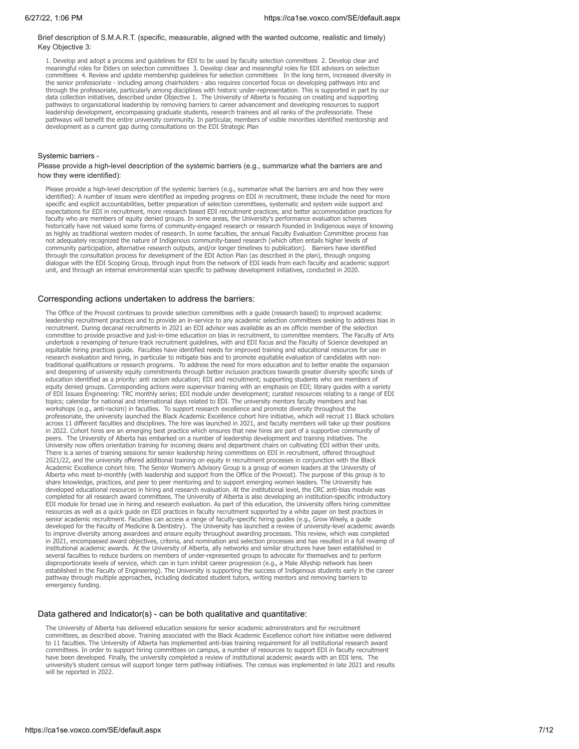Brief description of S.M.A.R.T. (specific, measurable, aligned with the wanted outcome, realistic and timely) Key Objective 3:

1. Develop and adopt a process and guidelines for EDI to be used by faculty selection committees 2. Develop clear and meaningful roles for Elders on selection committees 3. Develop clear and meaningful roles for EDI advisors on selection committees 4. Review and update membership guidelines for selection committees In the long term, increased diversity in the senior professoriate - including among chairholders - also requires concerted focus on developing pathways into and through the professoriate, particularly among disciplines with historic under-representation. This is supported in part by our data collection initiatives, described under Objective 1. The University of Alberta is focusing on creating and supporting pathways to organizational leadership by removing barriers to career advancement and developing resources to support leadership development, encompassing graduate students, research trainees and all ranks of the professoriate. These pathways will benefit the entire university community. In particular, members of visible minorities identified mentorship and development as a current gap during consultations on the EDI Strategic Plan

Systemic barriers -

Please provide a high-level description of the systemic barriers (e.g., summarize what the barriers are and how they were identified):

Please provide a high-level description of the systemic barriers (e.g., summarize what the barriers are and how they were identified): A number of issues were identified as impeding progress on EDI in recruitment, these include the need for more specific and explicit accountabilities, better preparation of selection committees, systematic and system wide support and expectations for EDI in recruitment, more research based EDI recruitment practices, and better accommodation practices for faculty who are members of equity denied groups. In some areas, the University's performance evaluation schemes historically have not valued some forms of community-engaged research or research founded in Indigenous ways of knowing as highly as traditional western modes of research. In some faculties, the annual Faculty Evaluation Committee process has not adequately recognized the nature of Indigenous community-based research (which often entails higher levels of community participation, alternative research outputs, and/or longer timelines to publication). Barriers have identified through the consultation process for development of the EDI Action Plan (as described in the plan), through ongoing dialogue with the EDI Scoping Group, through input from the network of EDI leads from each faculty and academic support unit, and through an internal environmental scan specific to pathway development initiatives, conducted in 2020.

## Corresponding actions undertaken to address the barriers:

The Office of the Provost continues to provide selection committees with a guide (research based) to improved academic leadership recruitment practices and to provide an in-service to any academic selection committees seeking to address bias in recruitment. During decanal recruitments in 2021 an EDI advisor was available as an ex officio member of the selection committee to provide proactive and just-in-time education on bias in recruitment, to committee members. The Faculty of Arts undertook a revamping of tenure-track recruitment guidelines, with and EDI focus and the Faculty of Science developed an equitable hiring practices guide. Faculties have identified needs for improved training and educational resources for use in research evaluation and hiring, in particular to mitigate bias and to promote equitable evaluation of candidates with non-traditional qualifications or research programs. To address the need for more education and to better enable the expansion and deepening of university equity commitments through better inclusion practices towards greater diversity specific kinds of education identified as a priority: anti racism education; EDI and recruitment; supporting students who are members of equity denied groups. Corresponding actions were supervisor training with an emphasis on EDI; library guides with a variety of EDI Issues Engineering: TRC monthly series; EDI module under development; curated resources relating to a range of EDI topics; calendar for national and international days related to EDI. The university mentors faculty members and has workshops (e.g., anti-racism) in facutlies. To support research excellence and promote diversity throughout the professoriate, the university launched the Black Academic Excellence cohort hire initiative, which will recruit 11 Black scholars across 11 different faculties and disciplines. The hire was launched in 2021, and faculty members will take up their positions in 2022. Cohort hires are an emerging best practice which ensures that new hires are part of a supportive community of peers. The University of Alberta has embarked on a number of leadership development and training initiatives. The University now offers orientation training for incoming deans and department chairs on cultivating EDI within their units. There is a series of training sessions for senior leadership hiring committees on EDI in recruitment, offered throughout 2021/22, and the university offered additional training on equity in recruitment processes in conjunction with the Black Academic Excellence cohort hire. The Senior Women's Advisory Group is a group of women leaders at the University of Alberta who meet bi-monthly (with leadership and support from the Office of the Provost). The purpose of this group is to share knowledge, practices, and peer to peer mentoring and to support emerging women leaders. The University has developed educational resources in hiring and research evaluation. At the institutional level, the CRC anti-bias module was completed for all research award committees. The University of Alberta is also developing an institution-specific introductory EDI module for broad use in hiring and research evaluation. As part of this education, the University offers hiring committee resources as well as a quick guide on EDI practices in faculty recruitment supported by a white paper on best practices in senior academic recruitment. Faculties can access a range of faculty-specific hiring guides (e.g., Grow Wisely, a guide developed for the Faculty of Medicine & Dentistry). The University has launched a review of university-level academic awards to improve diversity among awardees and ensure equity throughout awarding processes. This review, which was completed in 2021, encompassed award objectives, criteria, and nomination and selection processes and has resulted in a full revamp of institutional academic awards. At the University of Alberta, ally networks and similar structures have been established in several faculties to reduce burdens on members of under-represented groups to advocate for themselves and to perform disproportionate levels of service, which can in turn inhibit career progression (e.g., a Male Allyship network has been established in the Faculty of Engineering). The University is supporting the success of Indigenous students early in the career pathway through multiple approaches, including dedicated student tutors, writing mentors and removing barriers to emergency funding.

## Data gathered and Indicator(s) - can be both qualitative and quantitative:

The University of Alberta has delivered education sessions for senior academic administrators and for recruitment committees, as described above. Training associated with the Black Academic Excellence cohort hire initiative were delivered to 11 faculties. The University of Alberta has implemented anti-bias training requirement for all institutional research award committees. In order to support hiring committees on campus, a number of resources to support EDI in faculty recruitment have been developed. Finally, the university completed a review of institutional academic awards with an EDI lens. The university's student census will support longer term pathway initiatives. The census was implemented in late 2021 and results will be reported in 2022.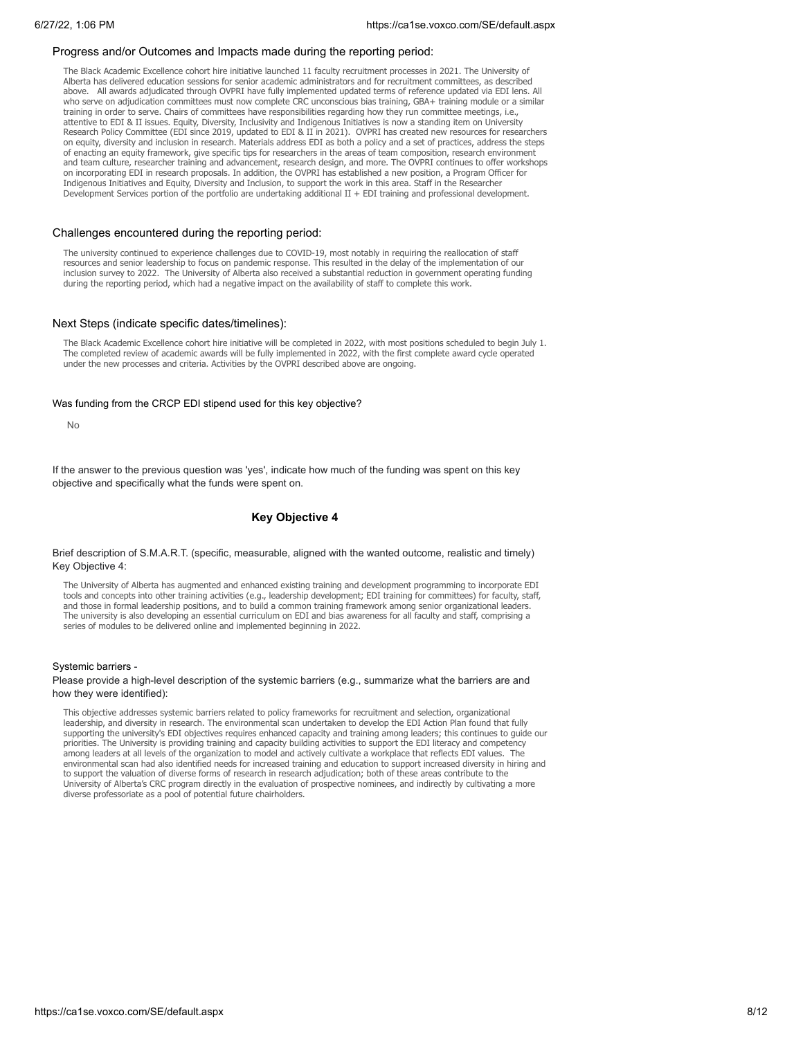Progress and/or Outcomes and Impacts made during the reporting period:

The Black Academic Excellence cohort hire initiative launched 11 faculty recruitment processes in 2021. The University of Alberta has delivered education sessions for senior academic administrators and for recruitment committees, as described above. All awards adjudicated through OVPRI have fully implemented updated terms of reference updated via EDI lens. All who serve on adjudication committees must now complete CRC unconscious bias training, GBA+ training module or a similar training in order to serve. Chairs of committees have responsibilities regarding how they run committee meetings, i.e., attentive to EDI & II issues. Equity, Diversity, Inclusivity and Indigenous Initiatives is now a standing item on University Research Policy Committee (EDI since 2019, updated to EDI & II in 2021). OVPRI has created new resources for researchers on equity, diversity and inclusion in research. Materials address EDI as both a policy and a set of practices, address the steps of enacting an equity framework, give specific tips for researchers in the areas of team composition, research environment and team culture, researcher training and advancement, research design, and more. The OVPRI continues to offer workshops on incorporating EDI in research proposals. In addition, the OVPRI has established a new position, a Program Officer for Indigenous Initiatives and Equity, Diversity and Inclusion, to support the work in this area. Staff in the Researcher Development Services portion of the portfolio are undertaking additional II + EDI training and professional development.

Challenges encountered during the reporting period:

The university continued to experience challenges due to COVID-19, most notably in requiring the reallocation of staff resources and senior leadership to focus on pandemic response. This resulted in the delay of the implementation of our inclusion survey to 2022. The University of Alberta also received a substantial reduction in government operating funding during the reporting period, which had a negative impact on the availability of staff to complete this work.

Next Steps (indicate specific dates/timelines):

The Black Academic Excellence cohort hire initiative will be completed in 2022, with most positions scheduled to begin July 1. The completed review of academic awards will be fully implemented in 2022, with the first complete award cycle operated under the new processes and criteria. Activities by the OVPRI described above are ongoing.

Was funding from the CRCP EDI stipend used for this key objective?

No

If the answer to the previous question was 'yes', indicate how much of the funding was spent on this key objective and specifically what the funds were spent on.

## Key Objective 4

Brief description of S.M.A.R.T. (specific, measurable, aligned with the wanted outcome, realistic and timely) Key Objective 4:

The University of Alberta has augmented and enhanced existing training and development programming to incorporate EDI tools and concepts into other training activities (e.g., leadership development; EDI training for committees) for faculty, staff, and those in formal leadership positions, and to build a common training framework among senior organizational leaders. The university is also developing an essential curriculum on EDI and bias awareness for all faculty and staff, comprising a series of modules to be delivered online and implemented beginning in 2022.

Systemic barriers -
Please provide a high-level description of the systemic barriers (e.g., summarize what the barriers are and how they were identified):

This objective addresses systemic barriers related to policy frameworks for recruitment and selection, organizational leadership, and diversity in research. The environmental scan undertaken to develop the EDI Action Plan found that fully supporting the university's EDI objectives requires enhanced capacity and training among leaders; this continues to guide our priorities. The University is providing training and capacity building activities to support the EDI literacy and competency among leaders at all levels of the organization to model and actively cultivate a workplace that reflects EDI values. The environmental scan had also identified needs for increased training and education to support increased diversity in hiring and to support the valuation of diverse forms of research in research adjudication; both of these areas contribute to the University of Alberta's CRC program directly in the evaluation of prospective nominees, and indirectly by cultivating a more diverse professoriate as a pool of potential future chairholders.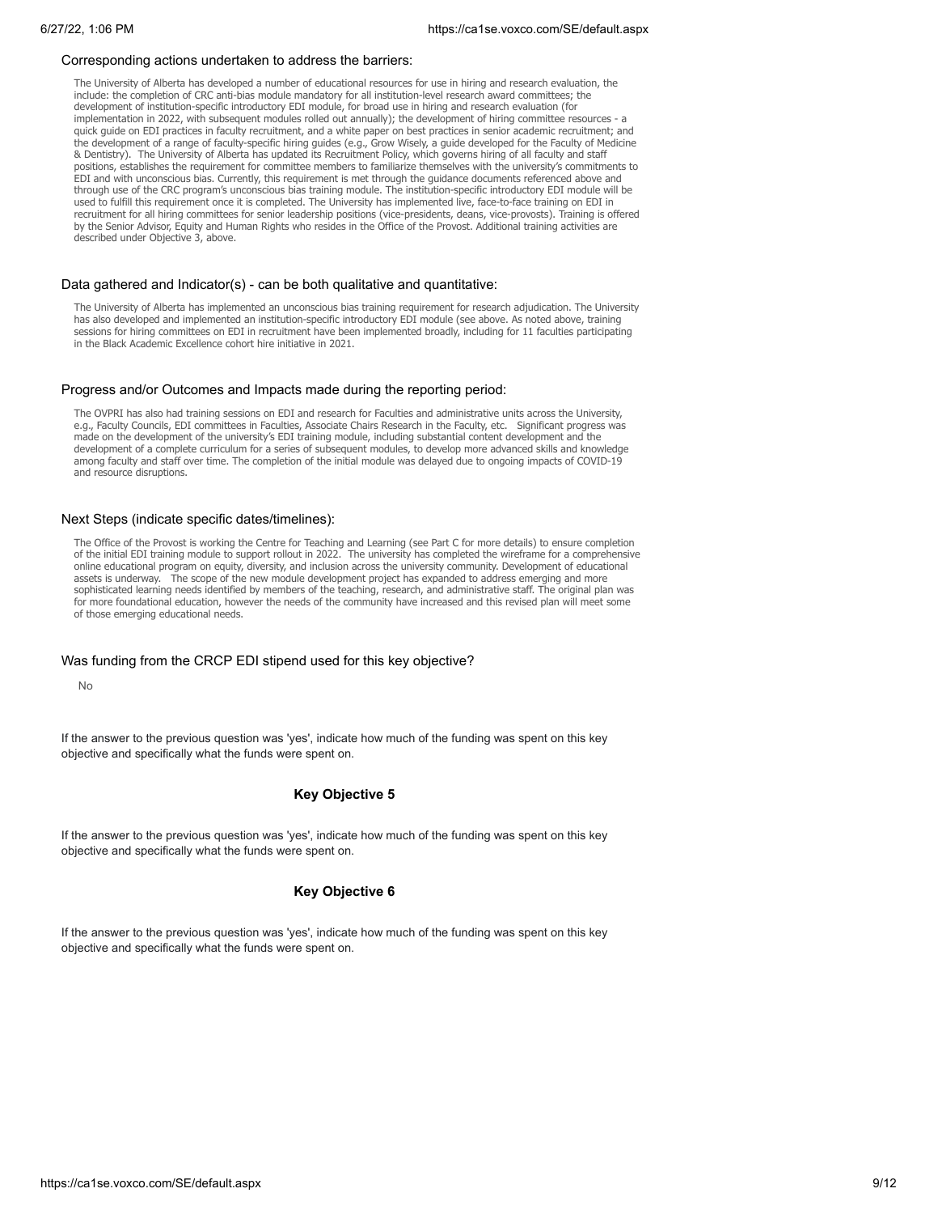Corresponding actions undertaken to address the barriers:

The University of Alberta has developed a number of educational resources for use in hiring and research evaluation, the include: the completion of CRC anti-bias module mandatory for all institution-level research award committees; the development of institution-specific introductory EDI module, for broad use in hiring and research evaluation (for implementation in 2022, with subsequent modules rolled out annually); the development of hiring committee resources - a quick guide on EDI practices in faculty recruitment, and a white paper on best practices in senior academic recruitment; and the development of a range of faculty-specific hiring guides (e.g., Grow Wisely, a guide developed for the Faculty of Medicine & Dentistry). The University of Alberta has updated its Recruitment Policy, which governs hiring of all faculty and staff positions, establishes the requirement for committee members to familiarize themselves with the university's commitments to EDI and with unconscious bias. Currently, this requirement is met through the guidance documents referenced above and through use of the CRC program's unconscious bias training module. The institution-specific introductory EDI module will be used to fulfill this requirement once it is completed. The University has implemented live, face-to-face training on EDI in recruitment for all hiring committees for senior leadership positions (vice-presidents, deans, vice-provosts). Training is offered by the Senior Advisor, Equity and Human Rights who resides in the Office of the Provost. Additional training activities are described under Objective 3, above.

Data gathered and Indicator(s) - can be both qualitative and quantitative:

The University of Alberta has implemented an unconscious bias training requirement for research adjudication. The University has also developed and implemented an institution-specific introductory EDI module (see above. As noted above, training sessions for hiring committees on EDI in recruitment have been implemented broadly, including for 11 faculties participating in the Black Academic Excellence cohort hire initiative in 2021.

Progress and/or Outcomes and Impacts made during the reporting period:

The OVPRI has also had training sessions on EDI and research for Faculties and administrative units across the University, e.g., Faculty Councils, EDI committees in Faculties, Associate Chairs Research in the Faculty, etc. Significant progress was made on the development of the university's EDI training module, including substantial content development and the development of a complete curriculum for a series of subsequent modules, to develop more advanced skills and knowledge among faculty and staff over time. The completion of the initial module was delayed due to ongoing impacts of COVID-19 and resource disruptions.

Next Steps (indicate specific dates/timelines):

The Office of the Provost is working the Centre for Teaching and Learning (see Part C for more details) to ensure completion of the initial EDI training module to support rollout in 2022. The university has completed the wireframe for a comprehensive online educational program on equity, diversity, and inclusion across the university community. Development of educational assets is underway. The scope of the new module development project has expanded to address emerging and more sophisticated learning needs identified by members of the teaching, research, and administrative staff. The original plan was for more foundational education, however the needs of the community have increased and this revised plan will meet some of those emerging educational needs.

Was funding from the CRCP EDI stipend used for this key objective?

No

If the answer to the previous question was 'yes', indicate how much of the funding was spent on this key objective and specifically what the funds were spent on.

**Key Objective 5**

If the answer to the previous question was 'yes', indicate how much of the funding was spent on this key objective and specifically what the funds were spent on.

**Key Objective 6**

If the answer to the previous question was 'yes', indicate how much of the funding was spent on this key objective and specifically what the funds were spent on.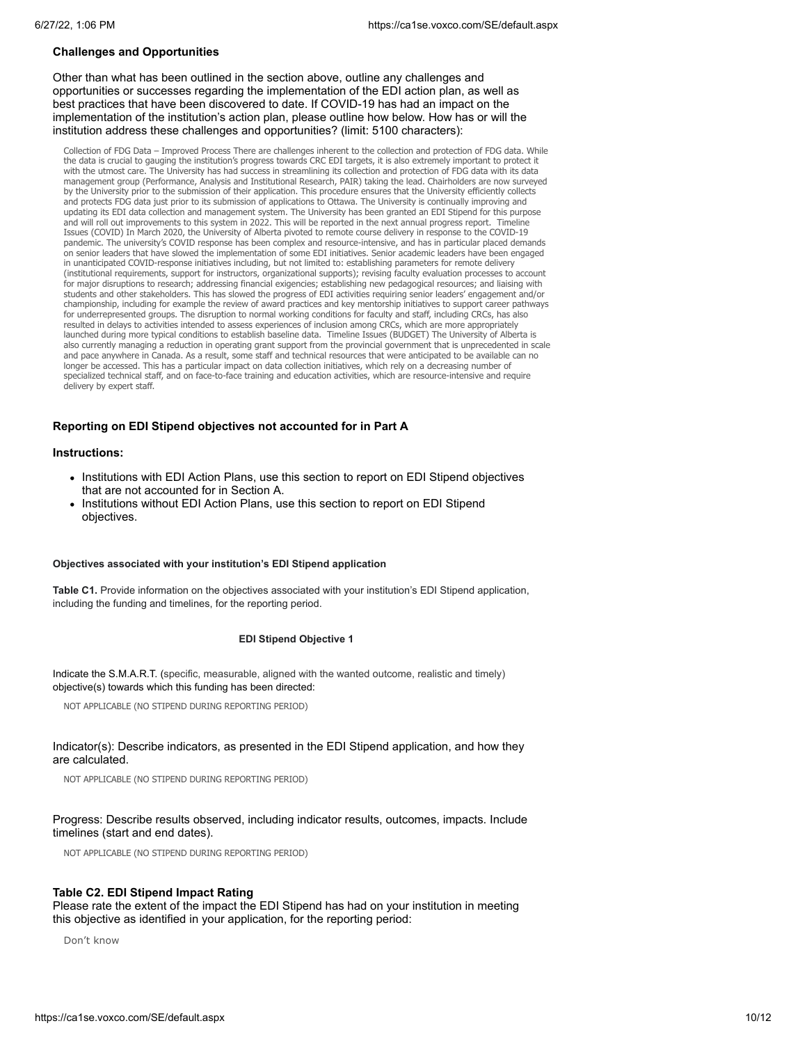### Challenges and Opportunities

Other than what has been outlined in the section above, outline any challenges and opportunities or successes regarding the implementation of the EDI action plan, as well as best practices that have been discovered to date. If COVID-19 has had an impact on the implementation of the institution's action plan, please outline how below. How has or will the institution address these challenges and opportunities? (limit: 5100 characters):

Collection of FDG Data – Improved Process There are challenges inherent to the collection and protection of FDG data. While the data is crucial to gauging the institution's progress towards CRC EDI targets, it is also extremely important to protect it with the utmost care. The University has had success in streamlining its collection and protection of FDG data with its data management group (Performance, Analysis and Institutional Research, PAIR) taking the lead. Chairholders are now surveyed by the University prior to the submission of their application. This procedure ensures that the University efficiently collects and protects FDG data just prior to its submission of applications to Ottawa. The University is continually improving and updating its EDI data collection and management system. The University has been granted an EDI Stipend for this purpose and will roll out improvements to this system in 2022. This will be reported in the next annual progress report. Timeline Issues (COVID) In March 2020, the University of Alberta pivoted to remote course delivery in response to the COVID-19 pandemic. The university's COVID response has been complex and resource-intensive, and has in particular placed demands on senior leaders that have slowed the implementation of some EDI initiatives. Senior academic leaders have been engaged in unanticipated COVID-response initiatives including, but not limited to: establishing parameters for remote delivery (institutional requirements, support for instructors, organizational supports); revising faculty evaluation processes to account for major disruptions to research; addressing financial exigencies; establishing new pedagogical resources; and liaising with students and other stakeholders. This has slowed the progress of EDI activities requiring senior leaders' engagement and/or championship, including for example the review of award practices and key mentorship initiatives to support career pathways for underrepresented groups. The disruption to normal working conditions for faculty and staff, including CRCs, has also resulted in delays to activities intended to assess experiences of inclusion among CRCs, which are more appropriately launched during more typical conditions to establish baseline data. Timeline Issues (BUDGET) The University of Alberta is also currently managing a reduction in operating grant support from the provincial government that is unprecedented in scale and pace anywhere in Canada. As a result, some staff and technical resources that were anticipated to be available can no longer be accessed. This has a particular impact on data collection initiatives, which rely on a decreasing number of specialized technical staff, and on face-to-face training and education activities, which are resource-intensive and require delivery by expert staff.

### Reporting on EDI Stipend objectives not accounted for in Part A

**Instructions:**

- Institutions with EDI Action Plans, use this section to report on EDI Stipend objectives that are not accounted for in Section A.
- Institutions without EDI Action Plans, use this section to report on EDI Stipend objectives.

**Objectives associated with your institution's EDI Stipend application**

**Table C1.** Provide information on the objectives associated with your institution's EDI Stipend application, including the funding and timelines, for the reporting period.

**EDI Stipend Objective 1**

Indicate the S.M.A.R.T. (specific, measurable, aligned with the wanted outcome, realistic and timely) objective(s) towards which this funding has been directed:

NOT APPLICABLE (NO STIPEND DURING REPORTING PERIOD)

Indicator(s): Describe indicators, as presented in the EDI Stipend application, and how they are calculated.

NOT APPLICABLE (NO STIPEND DURING REPORTING PERIOD)

Progress: Describe results observed, including indicator results, outcomes, impacts. Include timelines (start and end dates).

NOT APPLICABLE (NO STIPEND DURING REPORTING PERIOD)

**Table C2. EDI Stipend Impact Rating**
Please rate the extent of the impact the EDI Stipend has had on your institution in meeting this objective as identified in your application, for the reporting period:

Don't know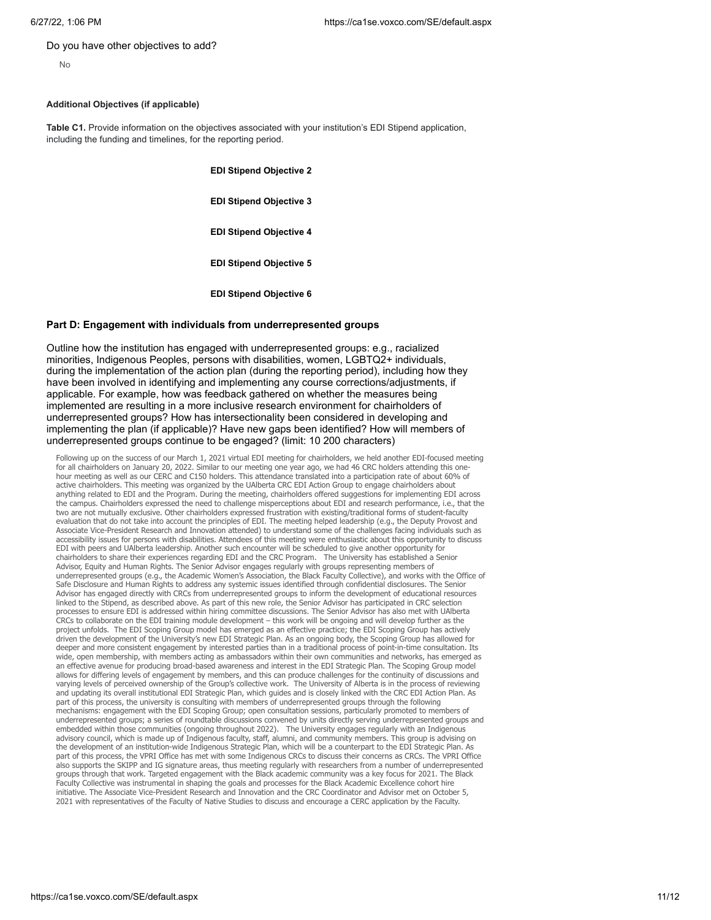Do you have other objectives to add?

No

**Additional Objectives (if applicable)**

**Table C1.** Provide information on the objectives associated with your institution's EDI Stipend application, including the funding and timelines, for the reporting period.

**EDI Stipend Objective 2**

**EDI Stipend Objective 3**

**EDI Stipend Objective 4**

**EDI Stipend Objective 5**

**EDI Stipend Objective 6**

## Part D: Engagement with individuals from underrepresented groups

Outline how the institution has engaged with underrepresented groups: e.g., racialized minorities, Indigenous Peoples, persons with disabilities, women, LGBTQ2+ individuals, during the implementation of the action plan (during the reporting period), including how they have been involved in identifying and implementing any course corrections/adjustments, if applicable. For example, how was feedback gathered on whether the measures being implemented are resulting in a more inclusive research environment for chairholders of underrepresented groups? How has intersectionality been considered in developing and implementing the plan (if applicable)? Have new gaps been identified? How will members of underrepresented groups continue to be engaged? (limit: 10 200 characters)

Following up on the success of our March 1, 2021 virtual EDI meeting for chairholders, we held another EDI-focused meeting for all chairholders on January 20, 2022. Similar to our meeting one year ago, we had 46 CRC holders attending this one-hour meeting as well as our CERC and C150 holders. This attendance translated into a participation rate of about 60% of active chairholders. This meeting was organized by the UAlberta CRC EDI Action Group to engage chairholders about anything related to EDI and the Program. During the meeting, chairholders offered suggestions for implementing EDI across the campus. Chairholders expressed the need to challenge misperceptions about EDI and research performance, i.e., that the two are not mutually exclusive. Other chairholders expressed frustration with existing/traditional forms of student-faculty evaluation that do not take into account the principles of EDI. The meeting helped leadership (e.g., the Deputy Provost and Associate Vice-President Research and Innovation attended) to understand some of the challenges facing individuals such as accessibility issues for persons with disabilities. Attendees of this meeting were enthusiastic about this opportunity to discuss EDI with peers and UAlberta leadership. Another such encounter will be scheduled to give another opportunity for chairholders to share their experiences regarding EDI and the CRC Program. The University has established a Senior Advisor, Equity and Human Rights. The Senior Advisor engages regularly with groups representing members of underrepresented groups (e.g., the Academic Women's Association, the Black Faculty Collective), and works with the Office of Safe Disclosure and Human Rights to address any systemic issues identified through confidential disclosures. The Senior Advisor has engaged directly with CRCs from underrepresented groups to inform the development of educational resources linked to the Stipend, as described above. As part of this new role, the Senior Advisor has participated in CRC selection processes to ensure EDI is addressed within hiring committee discussions. The Senior Advisor has also met with UAlberta CRCs to collaborate on the EDI training module development – this work will be ongoing and will develop further as the project unfolds. The EDI Scoping Group model has emerged as an effective practice; the EDI Scoping Group has actively driven the development of the University's new EDI Strategic Plan. As an ongoing body, the Scoping Group has allowed for deeper and more consistent engagement by interested parties than in a traditional process of point-in-time consultation. Its wide, open membership, with members acting as ambassadors within their own communities and networks, has emerged as an effective avenue for producing broad-based awareness and interest in the EDI Strategic Plan. The Scoping Group model allows for differing levels of engagement by members, and this can produce challenges for the continuity of discussions and varying levels of perceived ownership of the Group's collective work. The University of Alberta is in the process of reviewing and updating its overall institutional EDI Strategic Plan, which guides and is closely linked with the CRC EDI Action Plan. As part of this process, the university is consulting with members of underrepresented groups through the following mechanisms: engagement with the EDI Scoping Group; open consultation sessions, particularly promoted to members of underrepresented groups; a series of roundtable discussions convened by units directly serving underrepresented groups and embedded within those communities (ongoing throughout 2022). The University engages regularly with an Indigenous advisory council, which is made up of Indigenous faculty, staff, alumni, and community members. This group is advising on the development of an institution-wide Indigenous Strategic Plan, which will be a counterpart to the EDI Strategic Plan. As part of this process, the VPRI Office has met with some Indigenous CRCs to discuss their concerns as CRCs. The VPRI Office also supports the SKIPP and IG signature areas, thus meeting regularly with researchers from a number of underrepresented groups through that work. Targeted engagement with the Black academic community was a key focus for 2021. The Black Faculty Collective was instrumental in shaping the goals and processes for the Black Academic Excellence cohort hire initiative. The Associate Vice-President Research and Innovation and the CRC Coordinator and Advisor met on October 5, 2021 with representatives of the Faculty of Native Studies to discuss and encourage a CERC application by the Faculty.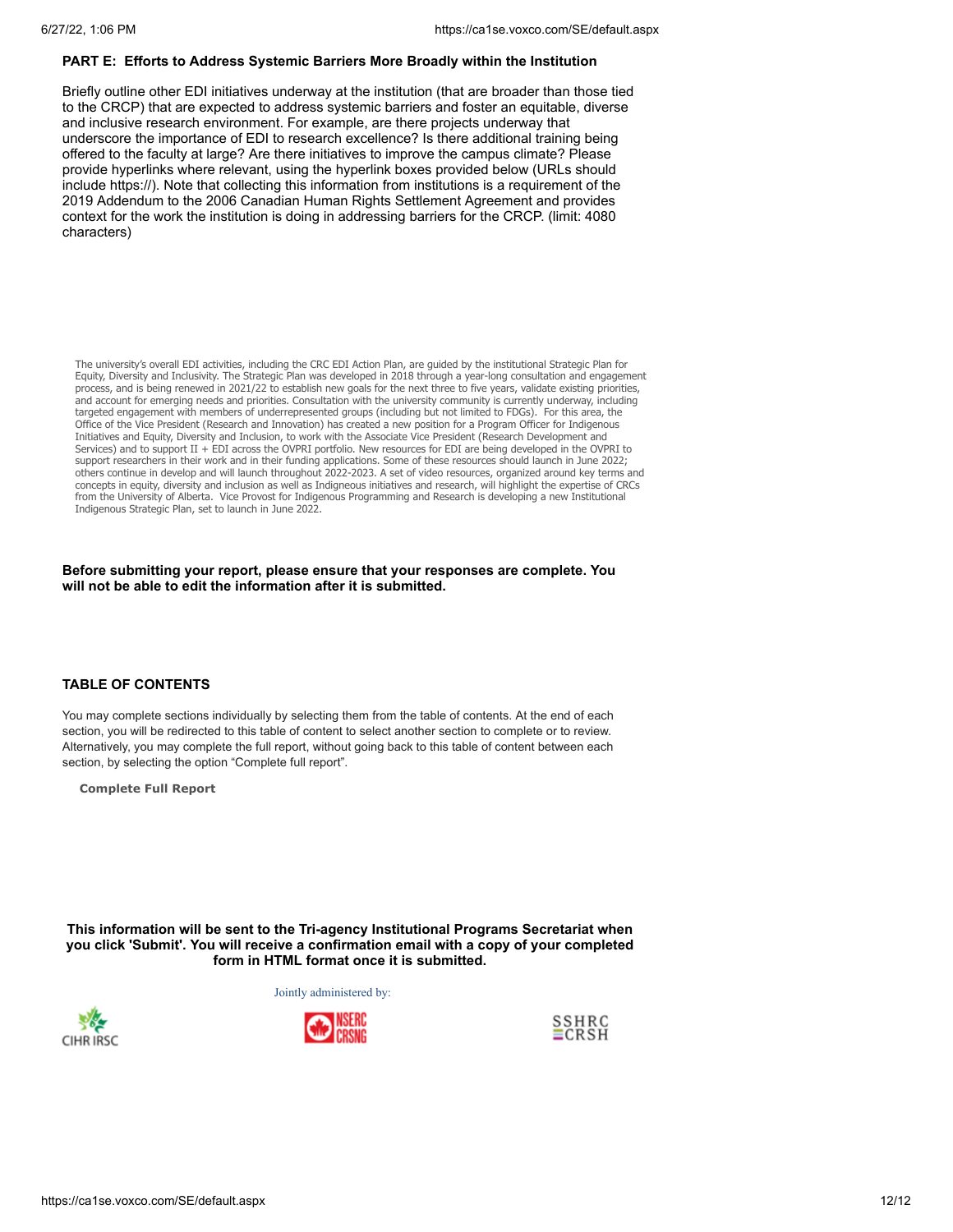**PART E: Efforts to Address Systemic Barriers More Broadly within the Institution**

Briefly outline other EDI initiatives underway at the institution (that are broader than those tied to the CRCP) that are expected to address systemic barriers and foster an equitable, diverse and inclusive research environment. For example, are there projects underway that underscore the importance of EDI to research excellence? Is there additional training being offered to the faculty at large? Are there initiatives to improve the campus climate? Please provide hyperlinks where relevant, using the hyperlink boxes provided below (URLs should include https://). Note that collecting this information from institutions is a requirement of the 2019 Addendum to the 2006 Canadian Human Rights Settlement Agreement and provides context for the work the institution is doing in addressing barriers for the CRCP. (limit: 4080 characters)

The university's overall EDI activities, including the CRC EDI Action Plan, are guided by the institutional Strategic Plan for Equity, Diversity and Inclusivity. The Strategic Plan was developed in 2018 through a year-long consultation and engagement process, and is being renewed in 2021/22 to establish new goals for the next three to five years, validate existing priorities, and account for emerging needs and priorities. Consultation with the university community is currently underway, including targeted engagement with members of underrepresented groups (including but not limited to FDGs). For this area, the Office of the Vice President (Research and Innovation) has created a new position for a Program Officer for Indigenous Initiatives and Equity, Diversity and Inclusion, to work with the Associate Vice President (Research Development and Services) and to support II + EDI across the OVPRI portfolio. New resources for EDI are being developed in the OVPRI to support researchers in their work and in their funding applications. Some of these resources should launch in June 2022; others continue in develop and will launch throughout 2022-2023. A set of video resources, organized around key terms and concepts in equity, diversity and inclusion as well as Indigenous initiatives and research, will highlight the expertise of CRCs from the University of Alberta. Vice Provost for Indigenous Programming and Research is developing a new Institutional Indigenous Strategic Plan, set to launch in June 2022.

**Before submitting your report, please ensure that your responses are complete. You will not be able to edit the information after it is submitted.**

**TABLE OF CONTENTS**

You may complete sections individually by selecting them from the table of contents. At the end of each section, you will be redirected to this table of content to select another section to complete or to review. Alternatively, you may complete the full report, without going back to this table of content between each section, by selecting the option "Complete full report".

**Complete Full Report**

**This information will be sent to the Tri-agency Institutional Programs Secretariat when you click 'Submit'. You will receive a confirmation email with a copy of your completed form in HTML format once it is submitted.**

Jointly administered by:

CIHR IRSC

NSERC CRSNG

SSHRC CRSH